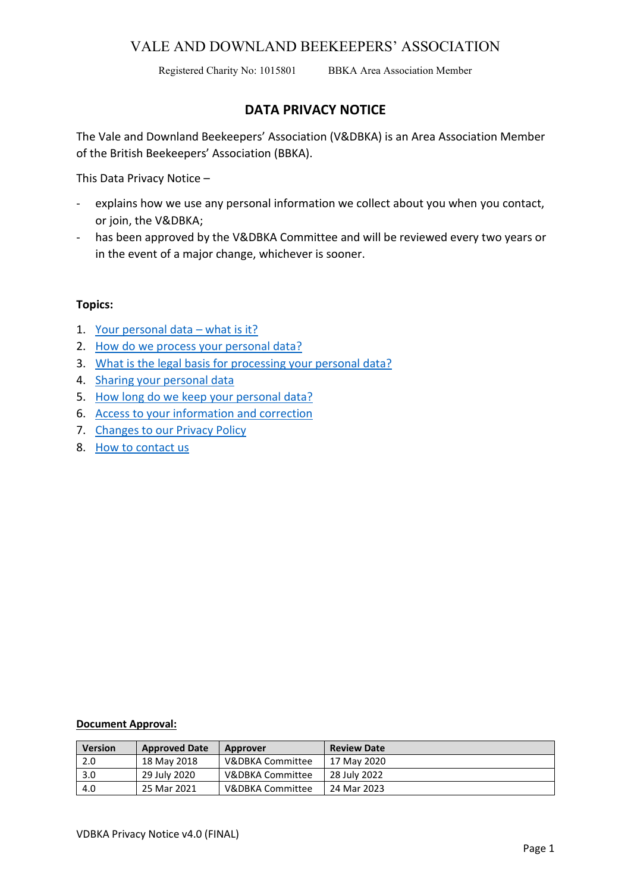# VALE AND DOWNLAND BEEKEEPERS' ASSOCIATION

Registered Charity No: 1015801 BBKA Area Association Member

## DATA PRIVACY NOTICE

The Vale and Downland Beekeepers' Association (V&DBKA) is an Area Association Member of the British Beekeepers' Association (BBKA).

This Data Privacy Notice –

- explains how we use any personal information we collect about you when you contact, or join, the V&DBKA;
- has been approved by the V&DBKA Committee and will be reviewed every two years or in the event of a major change, whichever is sooner.

**Topics:**

1. Your personal data – what is it?
2. How do we process your personal data?
3. What is the legal basis for processing your personal data?
4. Sharing your personal data
5. How long do we keep your personal data?
6. Access to your information and correction
7. Changes to our Privacy Policy
8. How to contact us

**Document Approval:**

| Version | Approved Date | Approver | Review Date |
|---|---|---|---|
| 2.0 | 18 May 2018 | V&DBKA Committee | 17 May 2020 |
| 3.0 | 29 July 2020 | V&DBKA Committee | 28 July 2022 |
| 4.0 | 25 Mar 2021 | V&DBKA Committee | 24 Mar 2023 |

VDBKA Privacy Notice v4.0 (FINAL)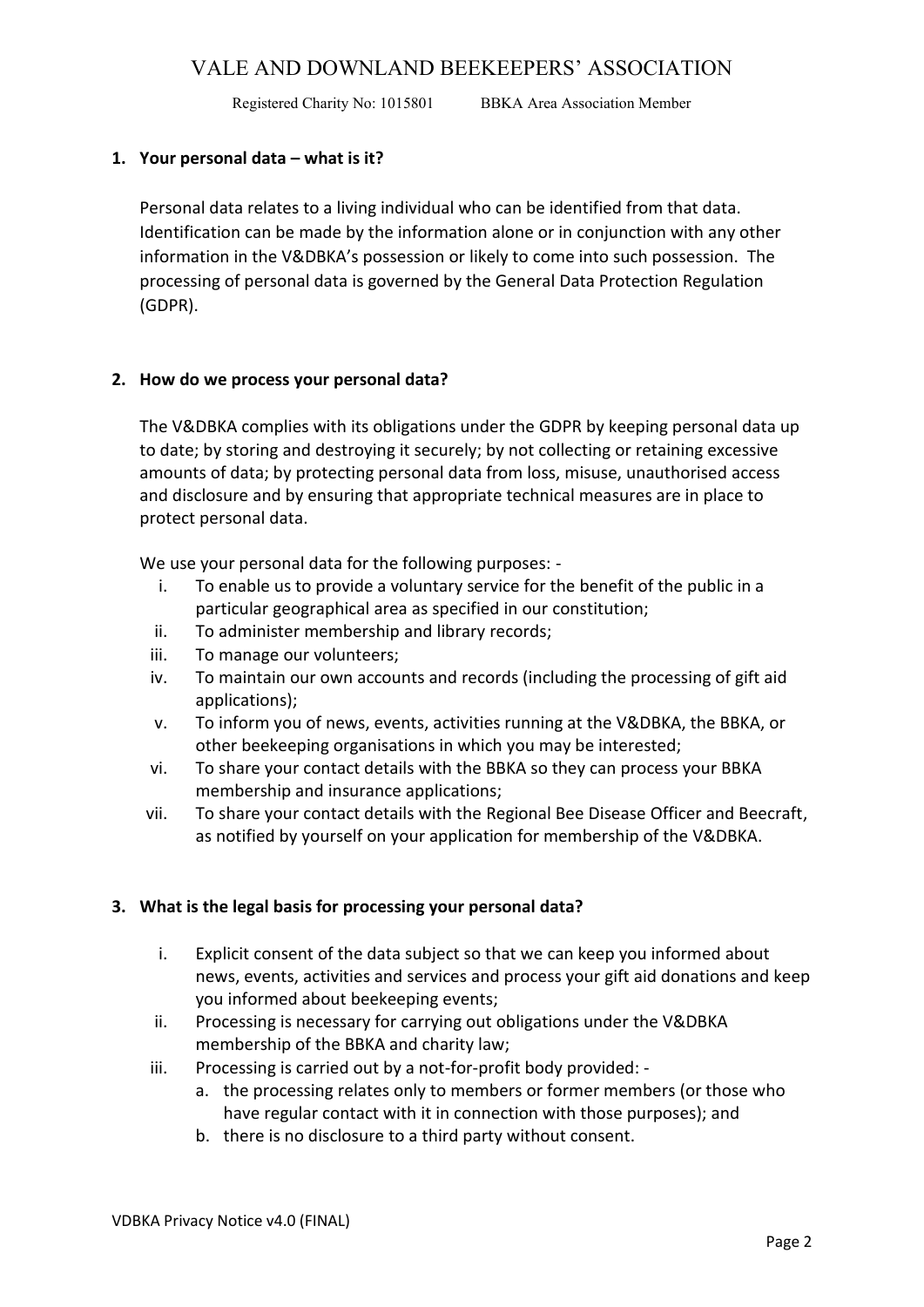## 1. Your personal data – what is it?

Personal data relates to a living individual who can be identified from that data. Identification can be made by the information alone or in conjunction with any other information in the V&DBKA's possession or likely to come into such possession. The processing of personal data is governed by the General Data Protection Regulation (GDPR).

## 2. How do we process your personal data?

The V&DBKA complies with its obligations under the GDPR by keeping personal data up to date; by storing and destroying it securely; by not collecting or retaining excessive amounts of data; by protecting personal data from loss, misuse, unauthorised access and disclosure and by ensuring that appropriate technical measures are in place to protect personal data.

We use your personal data for the following purposes: -

i. To enable us to provide a voluntary service for the benefit of the public in a particular geographical area as specified in our constitution;
ii. To administer membership and library records;
iii. To manage our volunteers;
iv. To maintain our own accounts and records (including the processing of gift aid applications);
v. To inform you of news, events, activities running at the V&DBKA, the BBKA, or other beekeeping organisations in which you may be interested;
vi. To share your contact details with the BBKA so they can process your BBKA membership and insurance applications;
vii. To share your contact details with the Regional Bee Disease Officer and Beecraft, as notified by yourself on your application for membership of the V&DBKA.

## 3. What is the legal basis for processing your personal data?

i. Explicit consent of the data subject so that we can keep you informed about news, events, activities and services and process your gift aid donations and keep you informed about beekeeping events;
ii. Processing is necessary for carrying out obligations under the V&DBKA membership of the BBKA and charity law;
iii. Processing is carried out by a not-for-profit body provided: -
   a. the processing relates only to members or former members (or those who have regular contact with it in connection with those purposes); and
   b. there is no disclosure to a third party without consent.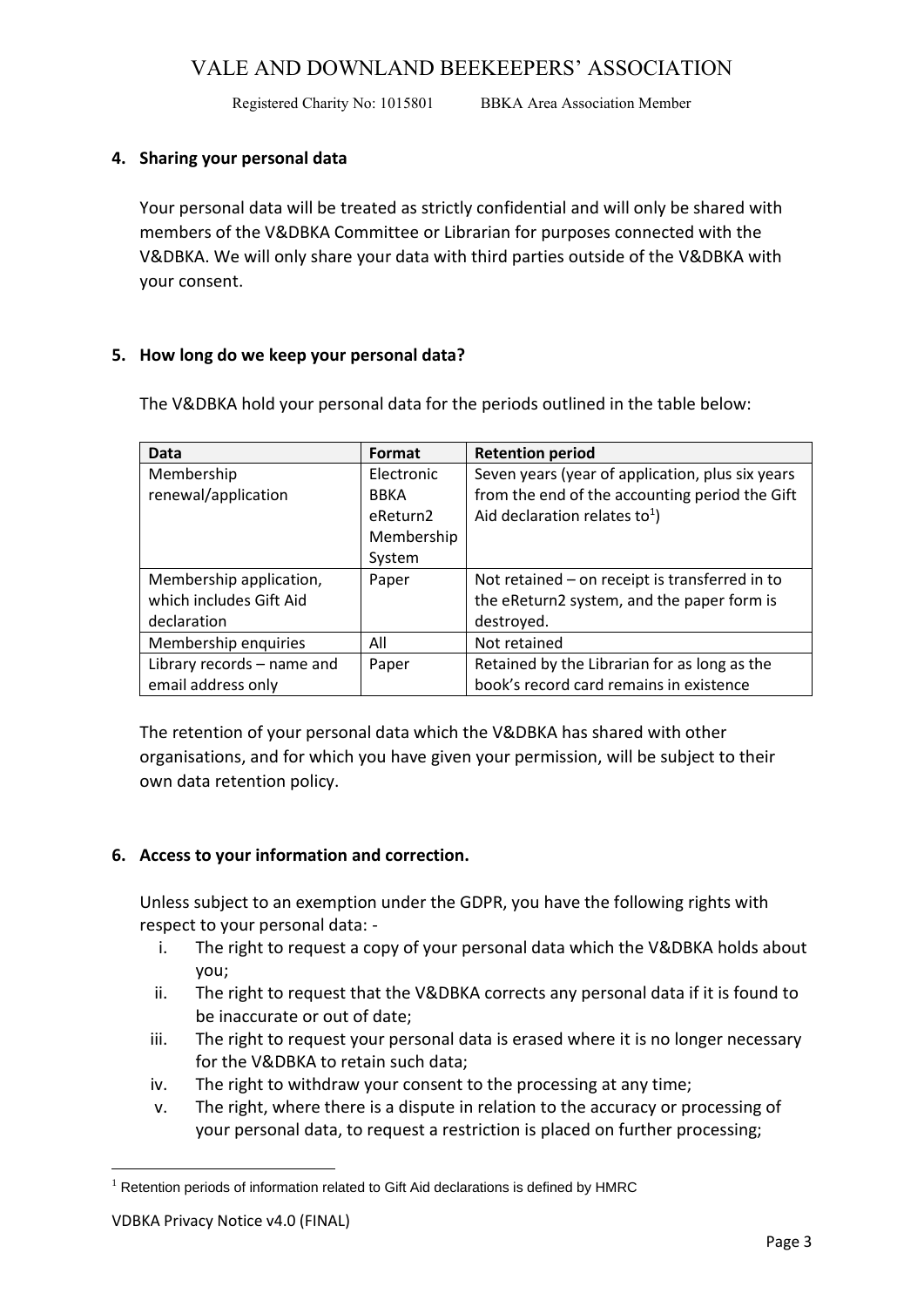## 4. Sharing your personal data

Your personal data will be treated as strictly confidential and will only be shared with members of the V&DBKA Committee or Librarian for purposes connected with the V&DBKA. We will only share your data with third parties outside of the V&DBKA with your consent.

## 5. How long do we keep your personal data?

The V&DBKA hold your personal data for the periods outlined in the table below:

| Data | Format | Retention period |
|---|---|---|
| Membership renewal/application | Electronic BBKA eReturn2 Membership System | Seven years (year of application, plus six years from the end of the accounting period the Gift Aid declaration relates to[1]) |
| Membership application, which includes Gift Aid declaration | Paper | Not retained – on receipt is transferred in to the eReturn2 system, and the paper form is destroyed. |
| Membership enquiries | All | Not retained |
| Library records – name and email address only | Paper | Retained by the Librarian for as long as the book's record card remains in existence |

The retention of your personal data which the V&DBKA has shared with other organisations, and for which you have given your permission, will be subject to their own data retention policy.

## 6. Access to your information and correction.

Unless subject to an exemption under the GDPR, you have the following rights with respect to your personal data: -

i. The right to request a copy of your personal data which the V&DBKA holds about you;
ii. The right to request that the V&DBKA corrects any personal data if it is found to be inaccurate or out of date;
iii. The right to request your personal data is erased where it is no longer necessary for the V&DBKA to retain such data;
iv. The right to withdraw your consent to the processing at any time;
v. The right, where there is a dispute in relation to the accuracy or processing of your personal data, to request a restriction is placed on further processing;

[1] Retention periods of information related to Gift Aid declarations is defined by HMRC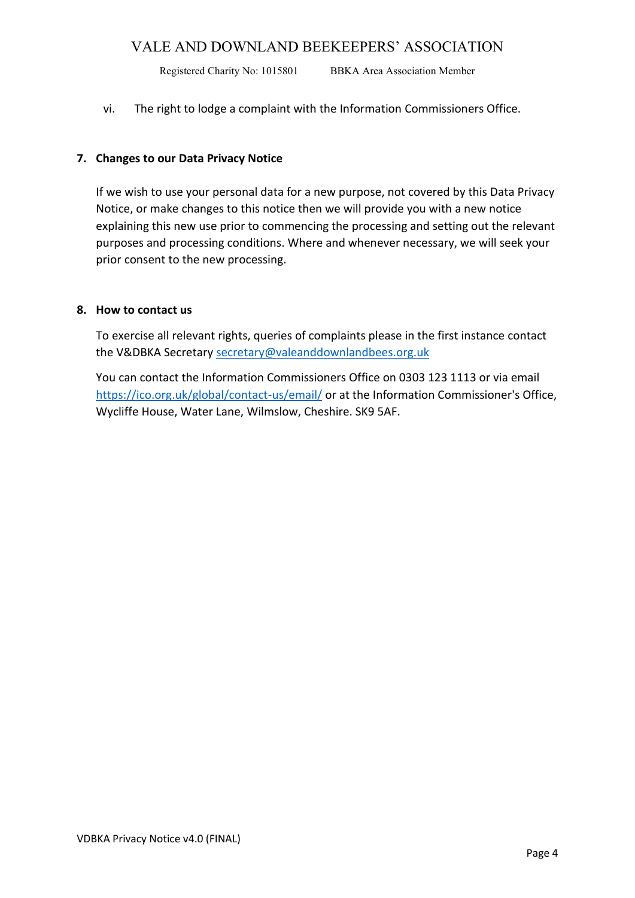vi. The right to lodge a complaint with the Information Commissioners Office.

## 7. Changes to our Data Privacy Notice

If we wish to use your personal data for a new purpose, not covered by this Data Privacy Notice, or make changes to this notice then we will provide you with a new notice explaining this new use prior to commencing the processing and setting out the relevant purposes and processing conditions. Where and whenever necessary, we will seek your prior consent to the new processing.

## 8. How to contact us

To exercise all relevant rights, queries of complaints please in the first instance contact the V&DBKA Secretary secretary@valeanddownlandbees.org.uk

You can contact the Information Commissioners Office on 0303 123 1113 or via email https://ico.org.uk/global/contact-us/email/ or at the Information Commissioner's Office, Wycliffe House, Water Lane, Wilmslow, Cheshire. SK9 5AF.